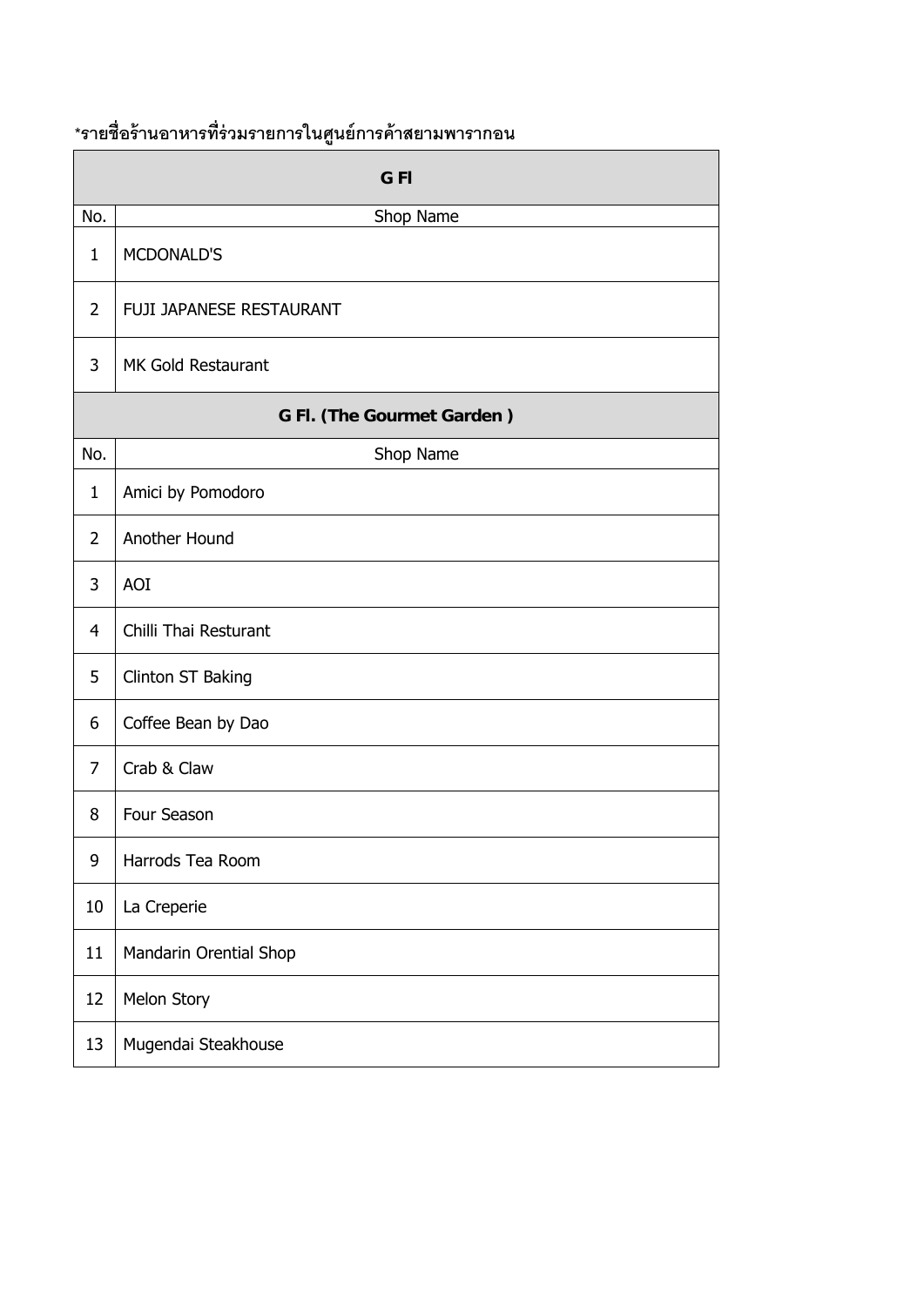*รายชื่อร้านอาหารที่ร่วมรายการในศูนย์การค้าสยามพารากอน

| G Fl | |
| --- | --- |
| No. | Shop Name |
| 1 | MCDONALD'S |
| 2 | FUJI JAPANESE RESTAURANT |
| 3 | MK Gold Restaurant |
| **G Fl. (The Gourmet Garden )** | |
| No. | Shop Name |
| 1 | Amici by Pomodoro |
| 2 | Another Hound |
| 3 | AOI |
| 4 | Chilli Thai Resturant |
| 5 | Clinton ST Baking |
| 6 | Coffee Bean by Dao |
| 7 | Crab & Claw |
| 8 | Four Season |
| 9 | Harrods Tea Room |
| 10 | La Creperie |
| 11 | Mandarin Orential Shop |
| 12 | Melon Story |
| 13 | Mugendai Steakhouse |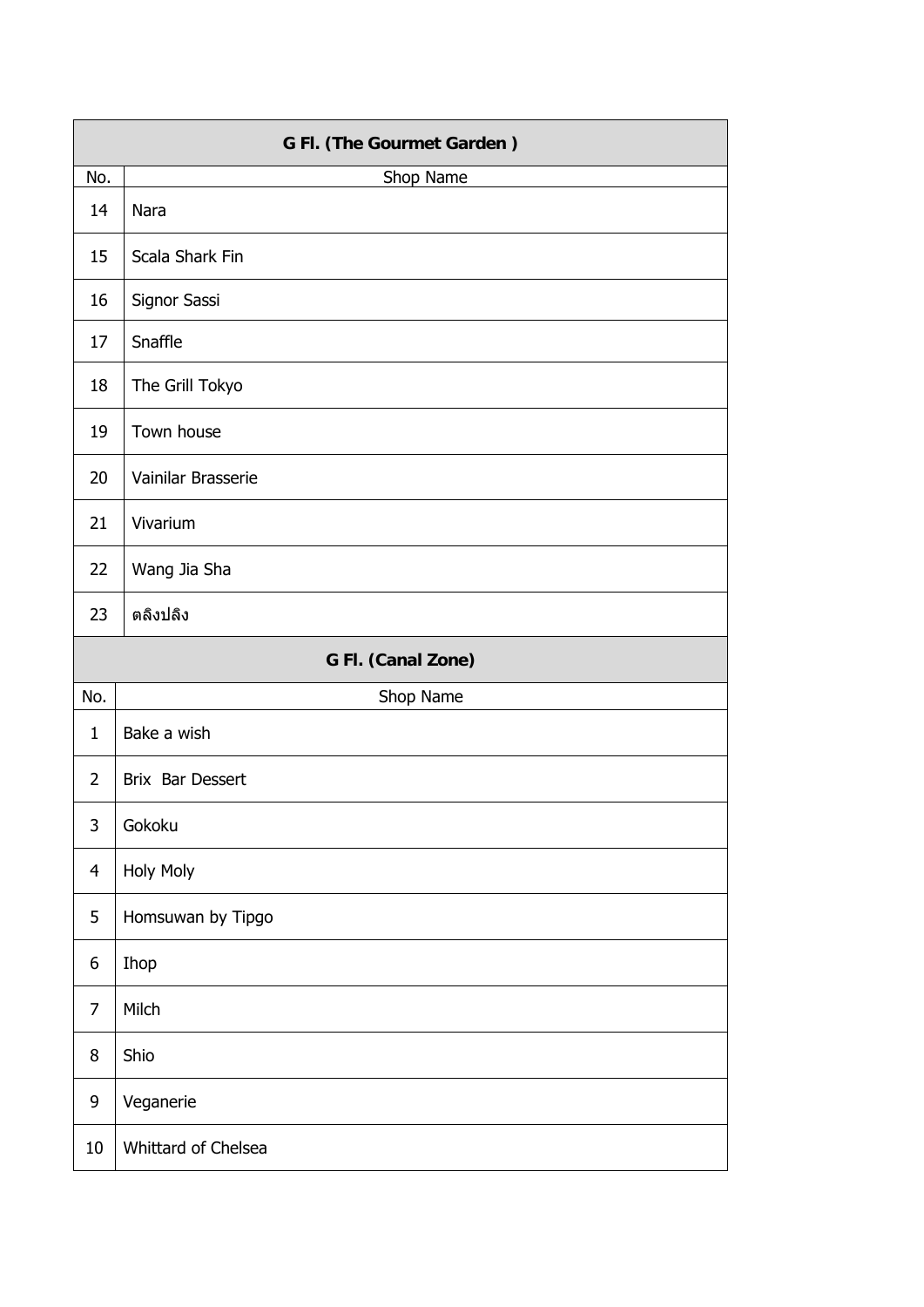| G Fl. (The Gourmet Garden ) | |
|---|---|
| No. | Shop Name |
| 14 | Nara |
| 15 | Scala Shark Fin |
| 16 | Signor Sassi |
| 17 | Snaffle |
| 18 | The Grill Tokyo |
| 19 | Town house |
| 20 | Vainilar Brasserie |
| 21 | Vivarium |
| 22 | Wang Jia Sha |
| 23 | ตลิงปลิง |

| G Fl. (Canal Zone) | |
|---|---|
| No. | Shop Name |
| 1 | Bake a wish |
| 2 | Brix  Bar Dessert |
| 3 | Gokoku |
| 4 | Holy Moly |
| 5 | Homsuwan by Tipgo |
| 6 | Ihop |
| 7 | Milch |
| 8 | Shio |
| 9 | Veganerie |
| 10 | Whittard of Chelsea |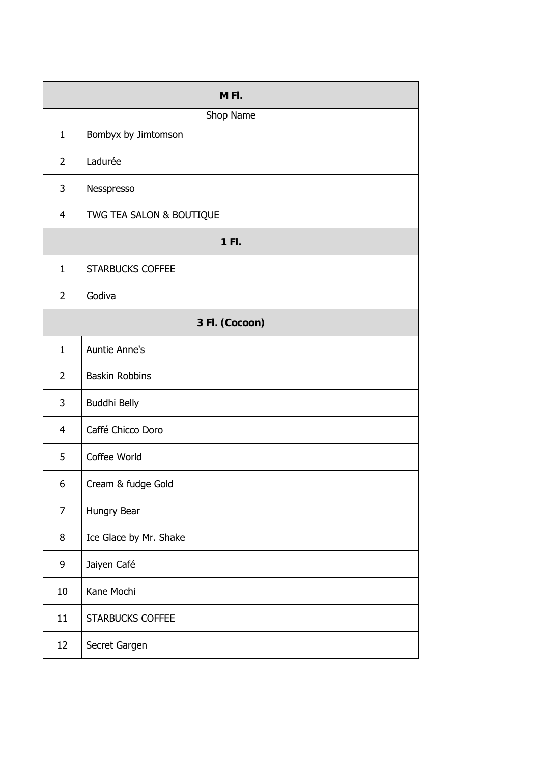| M Fl. | |
|---|---|
| Shop Name | |
| 1 | Bombyx by Jimtomson |
| 2 | Ladurée |
| 3 | Nesspresso |
| 4 | TWG TEA SALON & BOUTIQUE |
| **1 Fl.** | |
| 1 | STARBUCKS COFFEE |
| 2 | Godiva |
| **3 Fl. (Cocoon)** | |
| 1 | Auntie Anne's |
| 2 | Baskin Robbins |
| 3 | Buddhi Belly |
| 4 | Caffé Chicco Doro |
| 5 | Coffee World |
| 6 | Cream & fudge Gold |
| 7 | Hungry Bear |
| 8 | Ice Glace by Mr. Shake |
| 9 | Jaiyen Café |
| 10 | Kane Mochi |
| 11 | STARBUCKS COFFEE |
| 12 | Secret Gargen |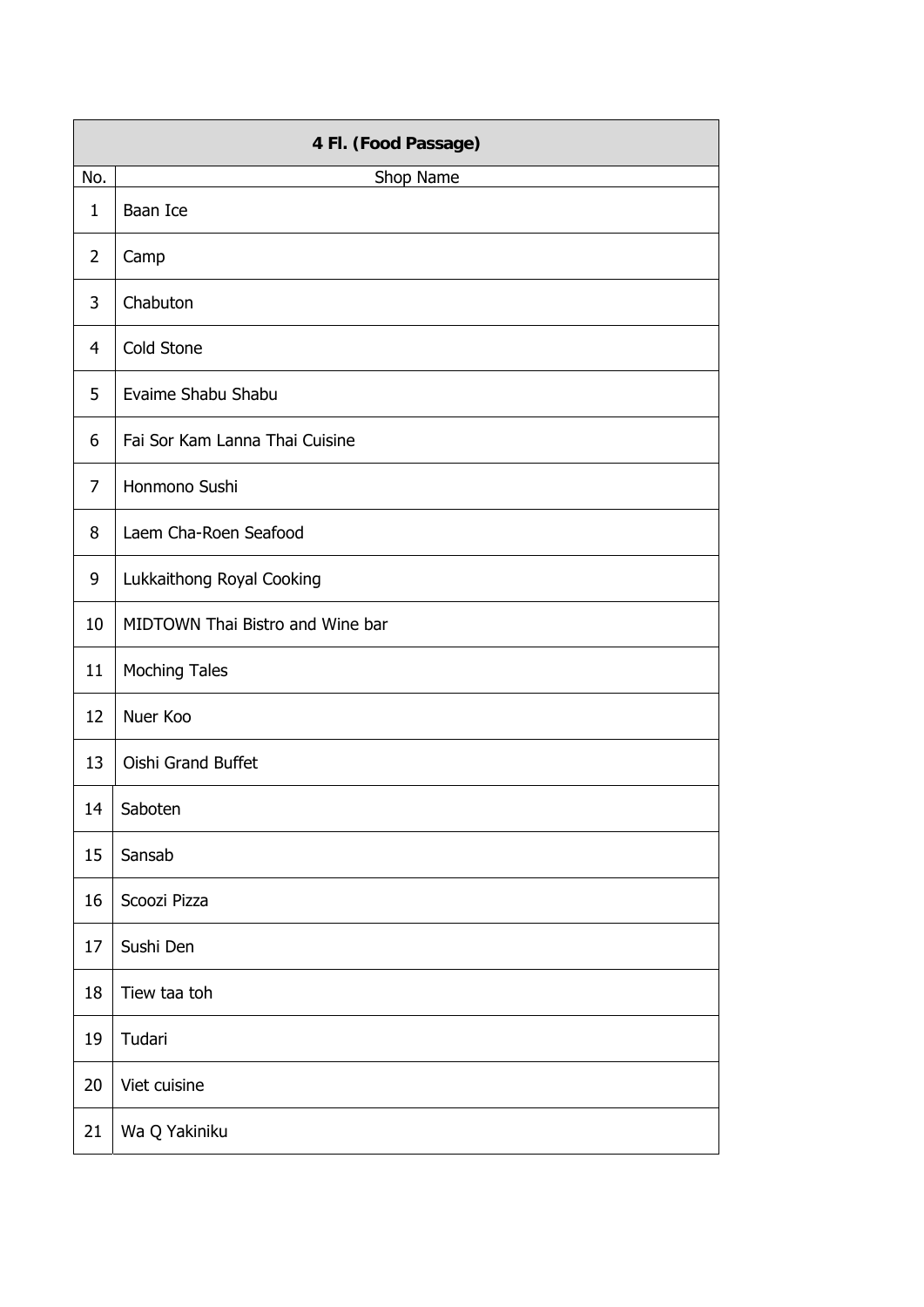| 4 Fl. (Food Passage) | |
|---|---|
| No. | Shop Name |
| 1 | Baan Ice |
| 2 | Camp |
| 3 | Chabuton |
| 4 | Cold Stone |
| 5 | Evaime Shabu Shabu |
| 6 | Fai Sor Kam Lanna Thai Cuisine |
| 7 | Honmono Sushi |
| 8 | Laem Cha-Roen Seafood |
| 9 | Lukkaithong Royal Cooking |
| 10 | MIDTOWN Thai Bistro and Wine bar |
| 11 | Moching Tales |
| 12 | Nuer Koo |
| 13 | Oishi Grand Buffet |
| 14 | Saboten |
| 15 | Sansab |
| 16 | Scoozi Pizza |
| 17 | Sushi Den |
| 18 | Tiew taa toh |
| 19 | Tudari |
| 20 | Viet cuisine |
| 21 | Wa Q Yakiniku |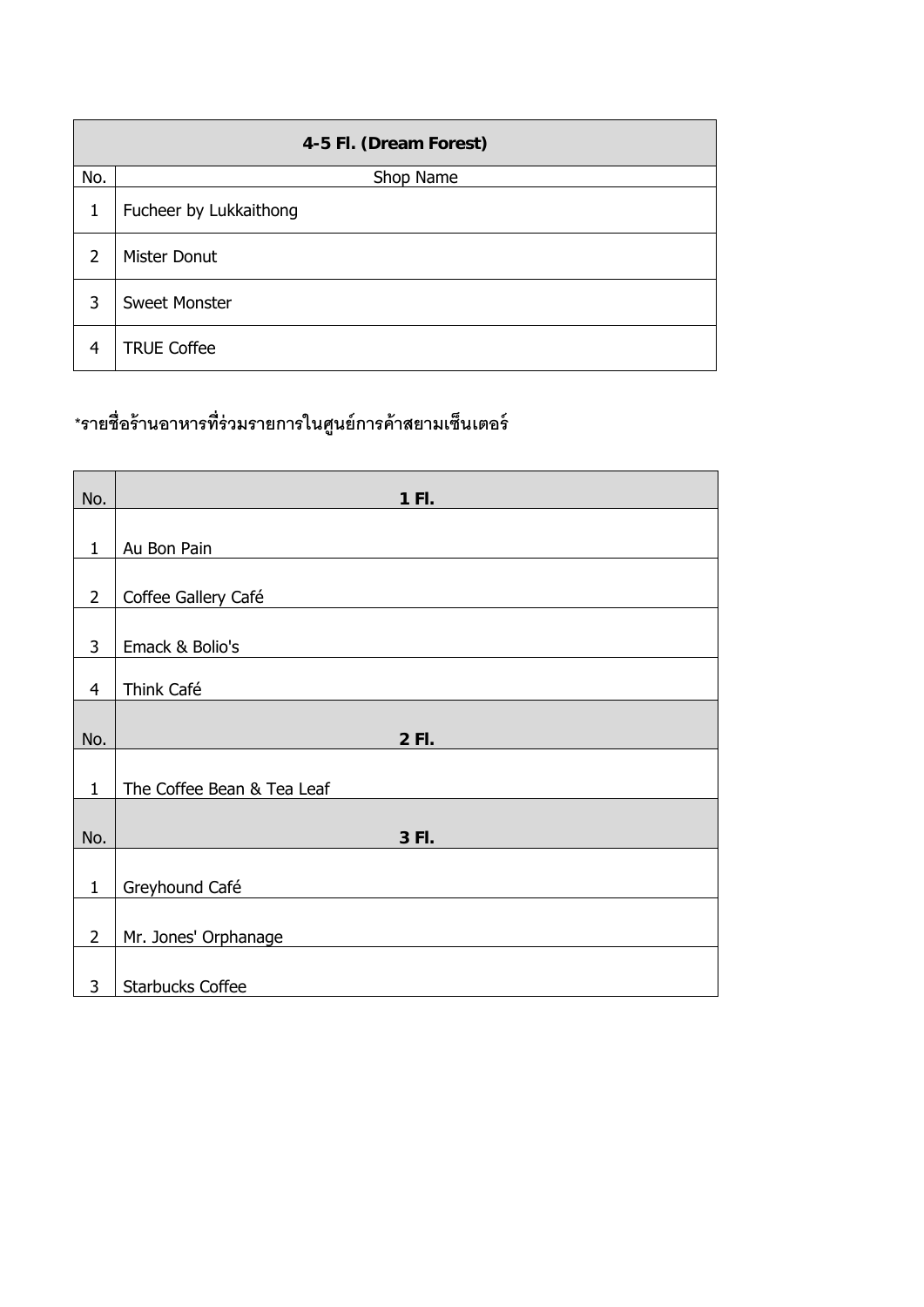| 4-5 Fl. (Dream Forest) | |
|---|---|
| No. | Shop Name |
| 1 | Fucheer by Lukkaithong |
| 2 | Mister Donut |
| 3 | Sweet Monster |
| 4 | TRUE Coffee |

**\*รายชื่อร้านอาหารที่ร่วมรายการในศูนย์การค้าสยามเซ็นเตอร์**

| No. | 1 Fl. |
|---|---|
| 1 | Au Bon Pain |
| 2 | Coffee Gallery Café |
| 3 | Emack & Bolio's |
| 4 | Think Café |
| **No.** | **2 Fl.** |
| 1 | The Coffee Bean & Tea Leaf |
| **No.** | **3 Fl.** |
| 1 | Greyhound Café |
| 2 | Mr. Jones' Orphanage |
| 3 | Starbucks Coffee |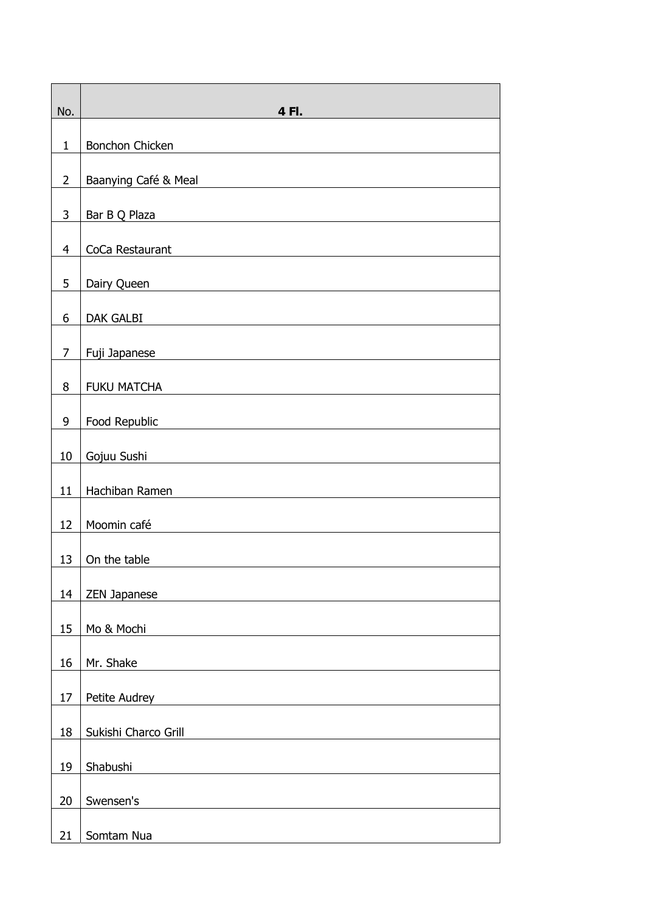| No. | **4 Fl.** |
|---|---|
| 1 | Bonchon Chicken |
| 2 | Baanying Café & Meal |
| 3 | Bar B Q Plaza |
| 4 | CoCa Restaurant |
| 5 | Dairy Queen |
| 6 | DAK GALBI |
| 7 | Fuji Japanese |
| 8 | FUKU MATCHA |
| 9 | Food Republic |
| 10 | Gojuu Sushi |
| 11 | Hachiban Ramen |
| 12 | Moomin café |
| 13 | On the table |
| 14 | ZEN Japanese |
| 15 | Mo & Mochi |
| 16 | Mr. Shake |
| 17 | Petite Audrey |
| 18 | Sukishi Charco Grill |
| 19 | Shabushi |
| 20 | Swensen's |
| 21 | Somtam Nua |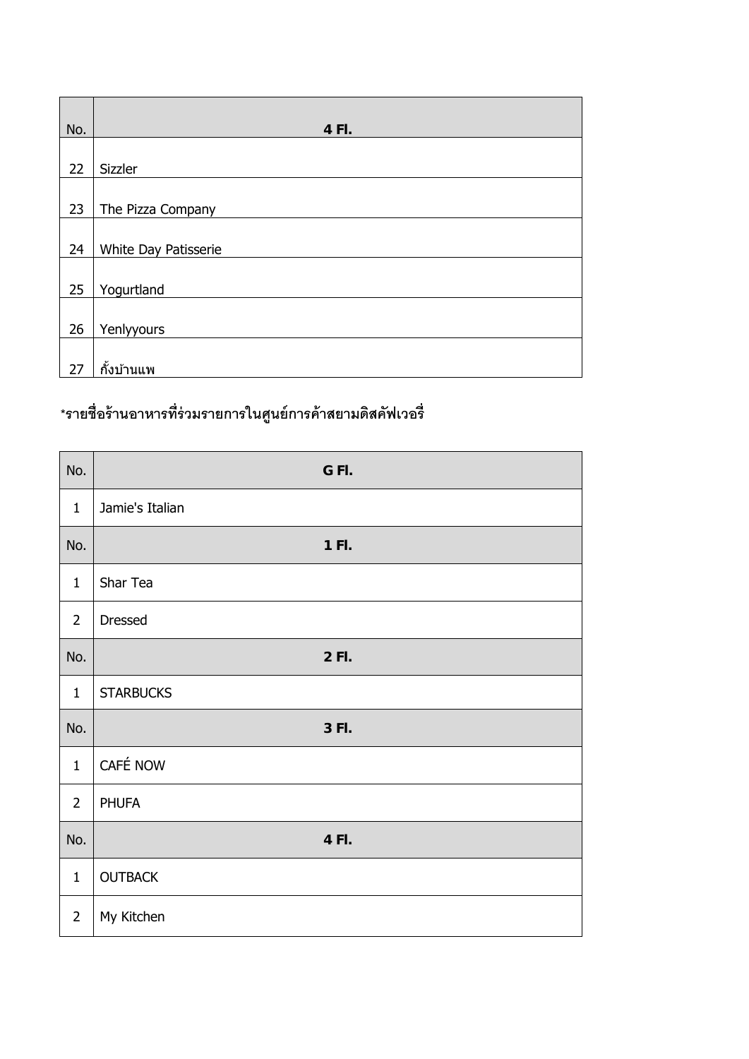| No. | 4 Fl. |
|---|---|
| 22 | Sizzler |
| 23 | The Pizza Company |
| 24 | White Day Patisserie |
| 25 | Yogurtland |
| 26 | Yenlyyours |
| 27 | กั้งบ้านแพ |

**\*รายชื่อร้านอาหารที่ร่วมรายการในศูนย์การค้าสยามดิสคัฟเวอรี่**

| No. | G Fl. |
|---|---|
| 1 | Jamie's Italian |
| **No.** | **1 Fl.** |
| 1 | Shar Tea |
| 2 | Dressed |
| **No.** | **2 Fl.** |
| 1 | STARBUCKS |
| **No.** | **3 Fl.** |
| 1 | CAFÉ NOW |
| 2 | PHUFA |
| **No.** | **4 Fl.** |
| 1 | OUTBACK |
| 2 | My Kitchen |